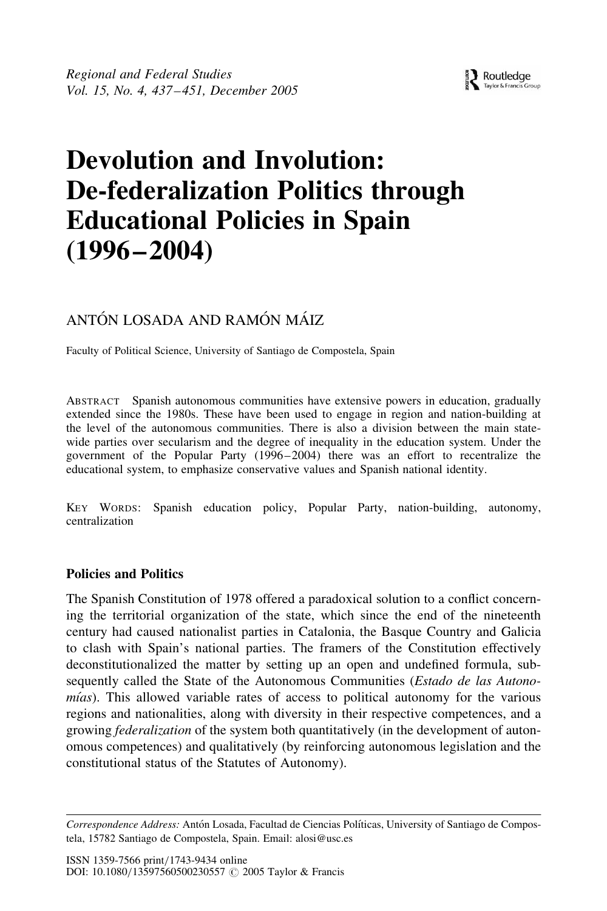# Devolution and Involution: De-federalization Politics through Educational Policies in Spain (1996–2004)

ANTÓN LOSADA AND RAMÓN MÁIZ

Faculty of Political Science, University of Santiago de Compostela, Spain

ABSTRACT Spanish autonomous communities have extensive powers in education, gradually extended since the 1980s. These have been used to engage in region and nation-building at the level of the autonomous communities. There is also a division between the main state-wide parties over secularism and the degree of inequality in the education system. Under the government of the Popular Party (1996–2004) there was an effort to recentralize the educational system, to emphasize conservative values and Spanish national identity.

KEY WORDS: Spanish education policy, Popular Party, nation-building, autonomy, centralization

## Policies and Politics

The Spanish Constitution of 1978 offered a paradoxical solution to a conflict concerning the territorial organization of the state, which since the end of the nineteenth century had caused nationalist parties in Catalonia, the Basque Country and Galicia to clash with Spain's national parties. The framers of the Constitution effectively deconstitutionalized the matter by setting up an open and undefined formula, subsequently called the State of the Autonomous Communities (*Estado de las Autonomías*). This allowed variable rates of access to political autonomy for the various regions and nationalities, along with diversity in their respective competences, and a growing *federalization* of the system both quantitatively (in the development of autonomous competences) and qualitatively (by reinforcing autonomous legislation and the constitutional status of the Statutes of Autonomy).

*Correspondence Address:* Antón Losada, Facultad de Ciencias Políticas, University of Santiago de Compostela, 15782 Santiago de Compostela, Spain. Email: alosi@usc.es

ISSN 1359-7566 print/1743-9434 online
DOI: 10.1080/13597560500230557 © 2005 Taylor & Francis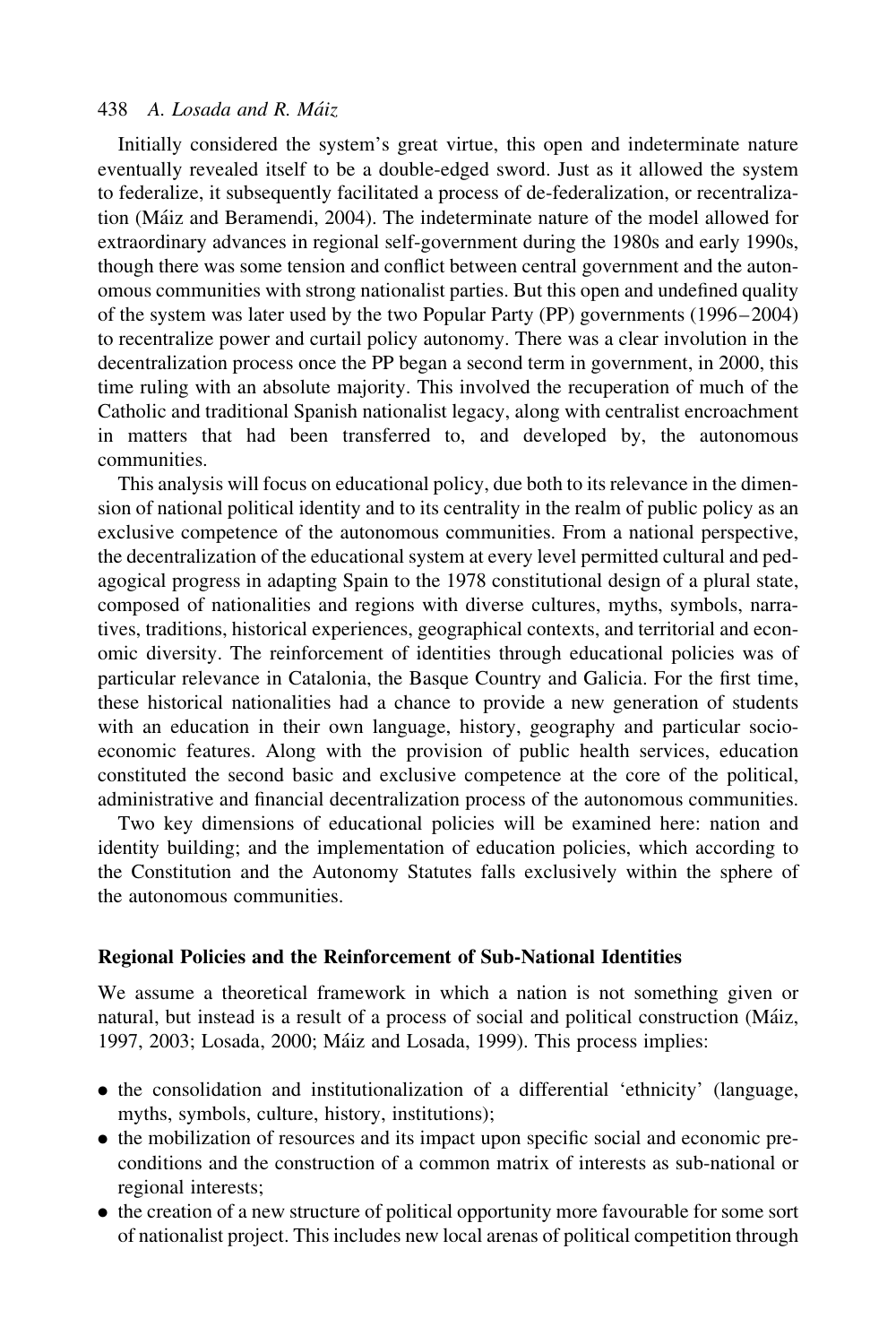Initially considered the system's great virtue, this open and indeterminate nature eventually revealed itself to be a double-edged sword. Just as it allowed the system to federalize, it subsequently facilitated a process of de-federalization, or recentralization (Máiz and Beramendi, 2004). The indeterminate nature of the model allowed for extraordinary advances in regional self-government during the 1980s and early 1990s, though there was some tension and conflict between central government and the autonomous communities with strong nationalist parties. But this open and undefined quality of the system was later used by the two Popular Party (PP) governments (1996–2004) to recentralize power and curtail policy autonomy. There was a clear involution in the decentralization process once the PP began a second term in government, in 2000, this time ruling with an absolute majority. This involved the recuperation of much of the Catholic and traditional Spanish nationalist legacy, along with centralist encroachment in matters that had been transferred to, and developed by, the autonomous communities.

This analysis will focus on educational policy, due both to its relevance in the dimension of national political identity and to its centrality in the realm of public policy as an exclusive competence of the autonomous communities. From a national perspective, the decentralization of the educational system at every level permitted cultural and pedagogical progress in adapting Spain to the 1978 constitutional design of a plural state, composed of nationalities and regions with diverse cultures, myths, symbols, narratives, traditions, historical experiences, geographical contexts, and territorial and economic diversity. The reinforcement of identities through educational policies was of particular relevance in Catalonia, the Basque Country and Galicia. For the first time, these historical nationalities had a chance to provide a new generation of students with an education in their own language, history, geography and particular socio-economic features. Along with the provision of public health services, education constituted the second basic and exclusive competence at the core of the political, administrative and financial decentralization process of the autonomous communities.

Two key dimensions of educational policies will be examined here: nation and identity building; and the implementation of education policies, which according to the Constitution and the Autonomy Statutes falls exclusively within the sphere of the autonomous communities.

## Regional Policies and the Reinforcement of Sub-National Identities

We assume a theoretical framework in which a nation is not something given or natural, but instead is a result of a process of social and political construction (Máiz, 1997, 2003; Losada, 2000; Máiz and Losada, 1999). This process implies:

- the consolidation and institutionalization of a differential 'ethnicity' (language, myths, symbols, culture, history, institutions);
- the mobilization of resources and its impact upon specific social and economic preconditions and the construction of a common matrix of interests as sub-national or regional interests;
- the creation of a new structure of political opportunity more favourable for some sort of nationalist project. This includes new local arenas of political competition through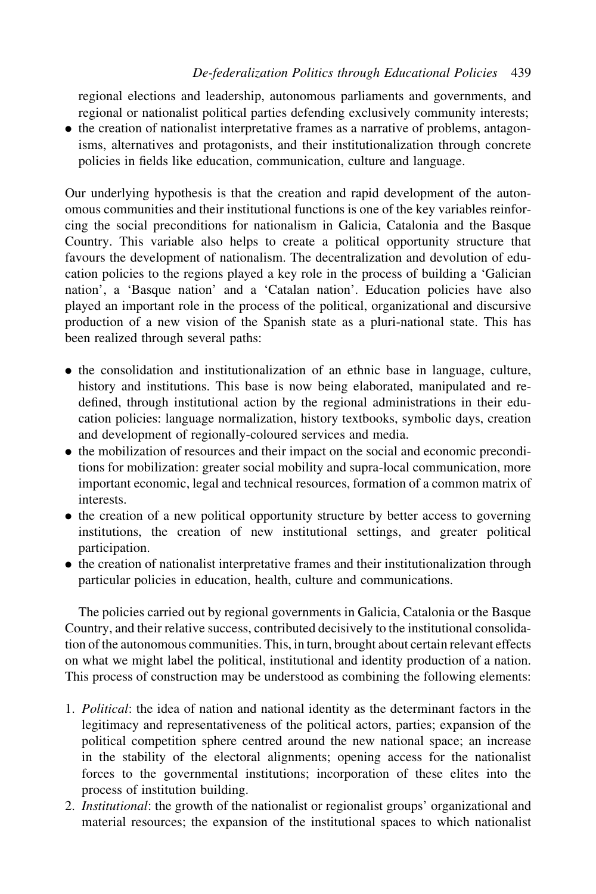regional elections and leadership, autonomous parliaments and governments, and regional or nationalist political parties defending exclusively community interests;

- the creation of nationalist interpretative frames as a narrative of problems, antagonisms, alternatives and protagonists, and their institutionalization through concrete policies in fields like education, communication, culture and language.

Our underlying hypothesis is that the creation and rapid development of the autonomous communities and their institutional functions is one of the key variables reinforcing the social preconditions for nationalism in Galicia, Catalonia and the Basque Country. This variable also helps to create a political opportunity structure that favours the development of nationalism. The decentralization and devolution of education policies to the regions played a key role in the process of building a 'Galician nation', a 'Basque nation' and a 'Catalan nation'. Education policies have also played an important role in the process of the political, organizational and discursive production of a new vision of the Spanish state as a pluri-national state. This has been realized through several paths:

- the consolidation and institutionalization of an ethnic base in language, culture, history and institutions. This base is now being elaborated, manipulated and re-defined, through institutional action by the regional administrations in their education policies: language normalization, history textbooks, symbolic days, creation and development of regionally-coloured services and media.
- the mobilization of resources and their impact on the social and economic preconditions for mobilization: greater social mobility and supra-local communication, more important economic, legal and technical resources, formation of a common matrix of interests.
- the creation of a new political opportunity structure by better access to governing institutions, the creation of new institutional settings, and greater political participation.
- the creation of nationalist interpretative frames and their institutionalization through particular policies in education, health, culture and communications.

The policies carried out by regional governments in Galicia, Catalonia or the Basque Country, and their relative success, contributed decisively to the institutional consolidation of the autonomous communities. This, in turn, brought about certain relevant effects on what we might label the political, institutional and identity production of a nation. This process of construction may be understood as combining the following elements:

1. *Political*: the idea of nation and national identity as the determinant factors in the legitimacy and representativeness of the political actors, parties; expansion of the political competition sphere centred around the new national space; an increase in the stability of the electoral alignments; opening access for the nationalist forces to the governmental institutions; incorporation of these elites into the process of institution building.
2. *Institutional*: the growth of the nationalist or regionalist groups' organizational and material resources; the expansion of the institutional spaces to which nationalist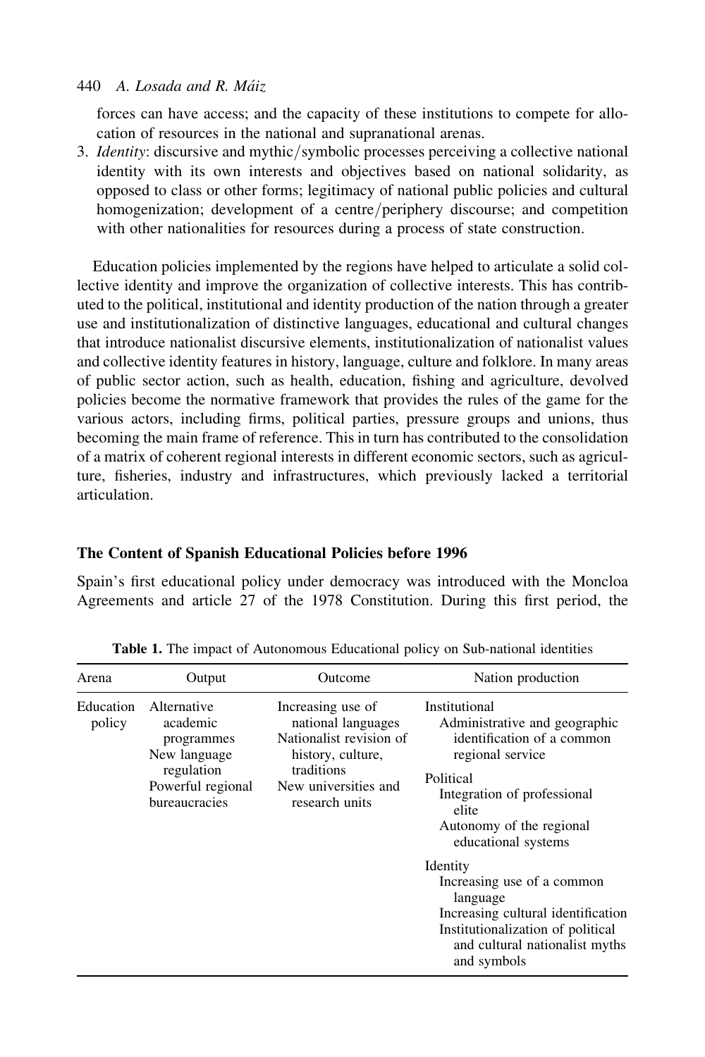forces can have access; and the capacity of these institutions to compete for allocation of resources in the national and supranational arenas.

3. *Identity*: discursive and mythic/symbolic processes perceiving a collective national identity with its own interests and objectives based on national solidarity, as opposed to class or other forms; legitimacy of national public policies and cultural homogenization; development of a centre/periphery discourse; and competition with other nationalities for resources during a process of state construction.

Education policies implemented by the regions have helped to articulate a solid collective identity and improve the organization of collective interests. This has contributed to the political, institutional and identity production of the nation through a greater use and institutionalization of distinctive languages, educational and cultural changes that introduce nationalist discursive elements, institutionalization of nationalist values and collective identity features in history, language, culture and folklore. In many areas of public sector action, such as health, education, fishing and agriculture, devolved policies become the normative framework that provides the rules of the game for the various actors, including firms, political parties, pressure groups and unions, thus becoming the main frame of reference. This in turn has contributed to the consolidation of a matrix of coherent regional interests in different economic sectors, such as agriculture, fisheries, industry and infrastructures, which previously lacked a territorial articulation.

### The Content of Spanish Educational Policies before 1996

Spain's first educational policy under democracy was introduced with the Moncloa Agreements and article 27 of the 1978 Constitution. During this first period, the

**Table 1.** The impact of Autonomous Educational policy on Sub-national identities

| Arena | Output | Outcome | Nation production |
|---|---|---|---|
| Education policy | Alternative academic programmes<br>New language regulation<br>Powerful regional bureaucracies | Increasing use of national languages<br>Nationalist revision of history, culture, traditions<br>New universities and research units | Institutional<br>Administrative and geographic identification of a common regional service<br><br>Political<br>Integration of professional elite<br>Autonomy of the regional educational systems<br><br>Identity<br>Increasing use of a common language<br>Increasing cultural identification<br>Institutionalization of political and cultural nationalist myths and symbols |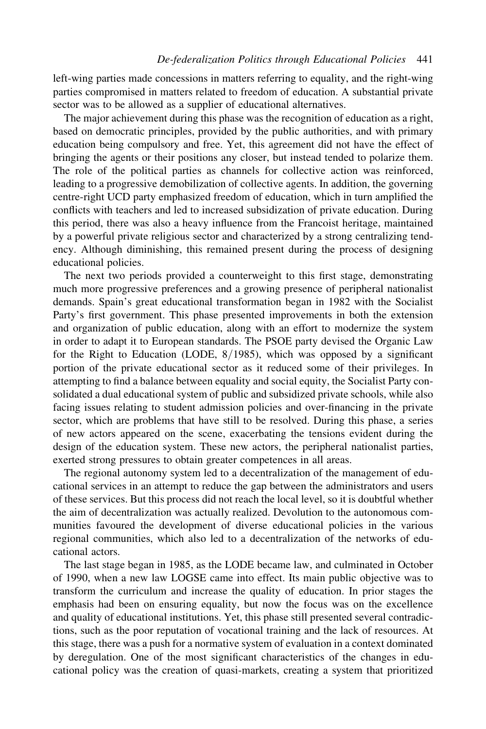left-wing parties made concessions in matters referring to equality, and the right-wing parties compromised in matters related to freedom of education. A substantial private sector was to be allowed as a supplier of educational alternatives.

The major achievement during this phase was the recognition of education as a right, based on democratic principles, provided by the public authorities, and with primary education being compulsory and free. Yet, this agreement did not have the effect of bringing the agents or their positions any closer, but instead tended to polarize them. The role of the political parties as channels for collective action was reinforced, leading to a progressive demobilization of collective agents. In addition, the governing centre-right UCD party emphasized freedom of education, which in turn amplified the conflicts with teachers and led to increased subsidization of private education. During this period, there was also a heavy influence from the Francoist heritage, maintained by a powerful private religious sector and characterized by a strong centralizing tendency. Although diminishing, this remained present during the process of designing educational policies.

The next two periods provided a counterweight to this first stage, demonstrating much more progressive preferences and a growing presence of peripheral nationalist demands. Spain's great educational transformation began in 1982 with the Socialist Party's first government. This phase presented improvements in both the extension and organization of public education, along with an effort to modernize the system in order to adapt it to European standards. The PSOE party devised the Organic Law for the Right to Education (LODE, 8/1985), which was opposed by a significant portion of the private educational sector as it reduced some of their privileges. In attempting to find a balance between equality and social equity, the Socialist Party consolidated a dual educational system of public and subsidized private schools, while also facing issues relating to student admission policies and over-financing in the private sector, which are problems that have still to be resolved. During this phase, a series of new actors appeared on the scene, exacerbating the tensions evident during the design of the education system. These new actors, the peripheral nationalist parties, exerted strong pressures to obtain greater competences in all areas.

The regional autonomy system led to a decentralization of the management of educational services in an attempt to reduce the gap between the administrators and users of these services. But this process did not reach the local level, so it is doubtful whether the aim of decentralization was actually realized. Devolution to the autonomous communities favoured the development of diverse educational policies in the various regional communities, which also led to a decentralization of the networks of educational actors.

The last stage began in 1985, as the LODE became law, and culminated in October of 1990, when a new law LOGSE came into effect. Its main public objective was to transform the curriculum and increase the quality of education. In prior stages the emphasis had been on ensuring equality, but now the focus was on the excellence and quality of educational institutions. Yet, this phase still presented several contradictions, such as the poor reputation of vocational training and the lack of resources. At this stage, there was a push for a normative system of evaluation in a context dominated by deregulation. One of the most significant characteristics of the changes in educational policy was the creation of quasi-markets, creating a system that prioritized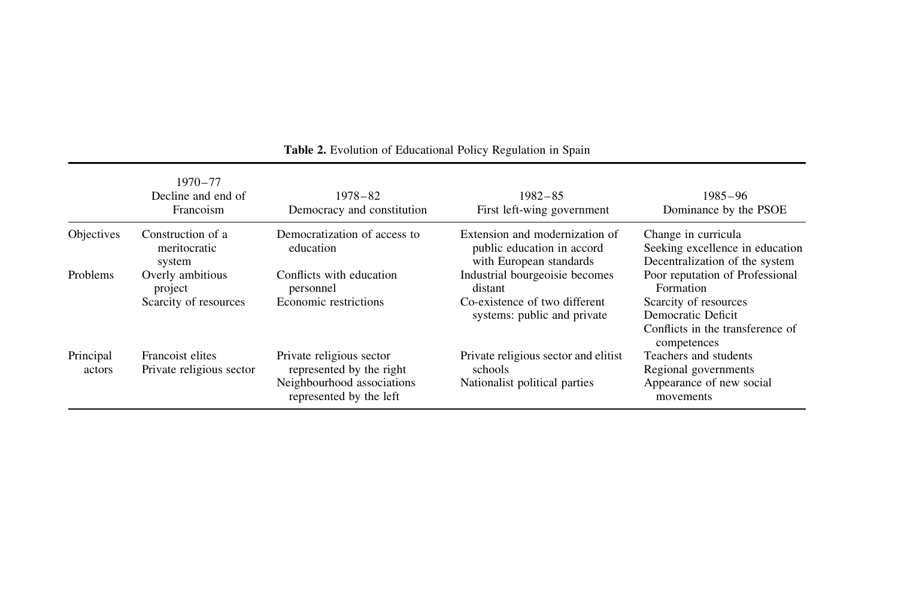**Table 2.** Evolution of Educational Policy Regulation in Spain

| | 1970–77 Decline and end of Francoism | 1978–82 Democracy and constitution | 1982–85 First left-wing government | 1985–96 Dominance by the PSOE |
|---|---|---|---|---|
| Objectives | Construction of a meritocratic system | Democratization of access to education | Extension and modernization of public education in accord with European standards | Change in curricula<br>Seeking excellence in education<br>Decentralization of the system |
| Problems | Overly ambitious project<br>Scarcity of resources | Conflicts with education personnel<br>Economic restrictions | Industrial bourgeoisie becomes distant<br>Co-existence of two different systems: public and private | Poor reputation of Professional Formation<br>Scarcity of resources<br>Democratic Deficit<br>Conflicts in the transference of competences |
| Principal actors | Francoist elites<br>Private religious sector | Private religious sector represented by the right<br>Neighbourhood associations represented by the left | Private religious sector and elitist schools<br>Nationalist political parties | Teachers and students<br>Regional governments<br>Appearance of new social movements |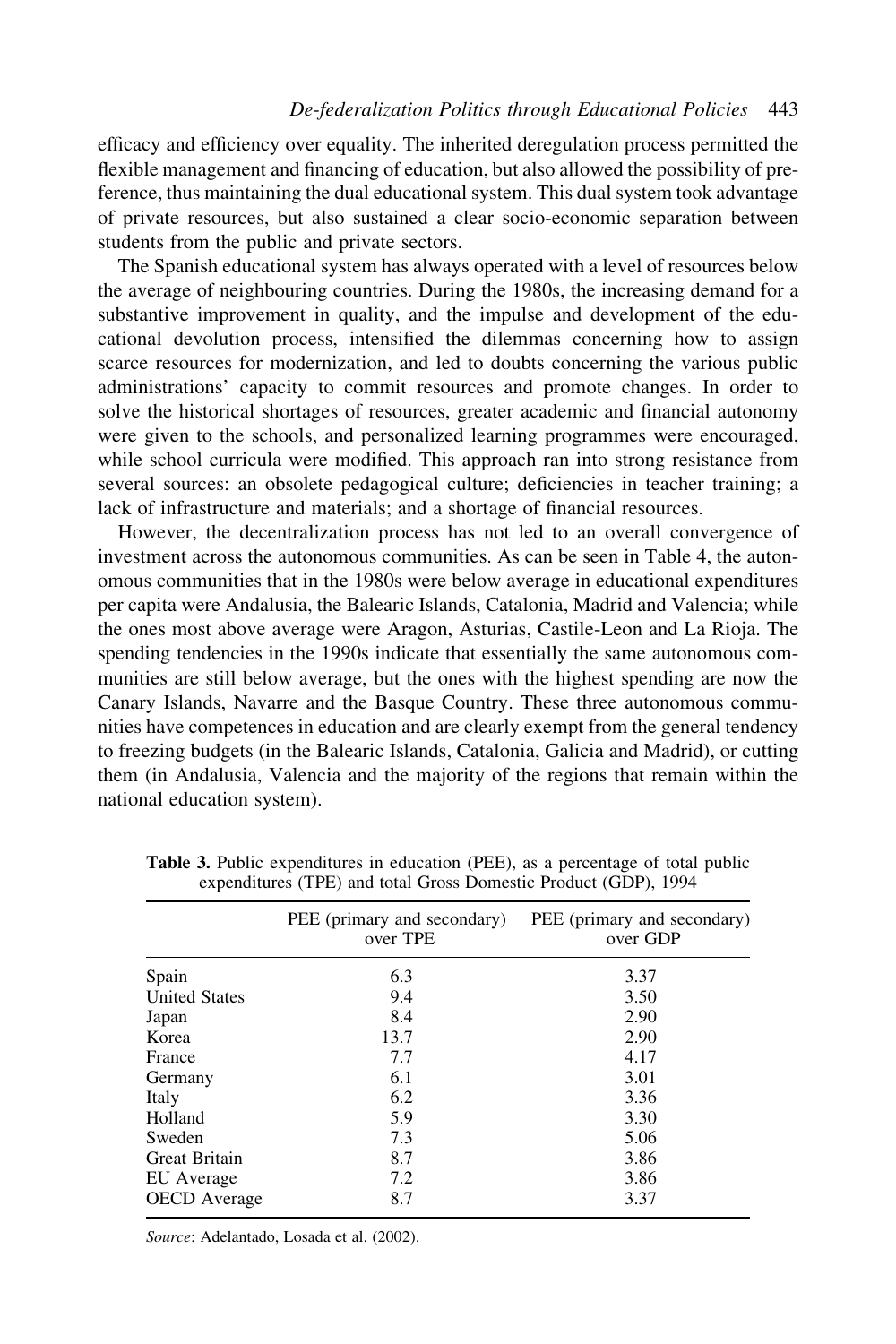efficacy and efficiency over equality. The inherited deregulation process permitted the flexible management and financing of education, but also allowed the possibility of preference, thus maintaining the dual educational system. This dual system took advantage of private resources, but also sustained a clear socio-economic separation between students from the public and private sectors.

The Spanish educational system has always operated with a level of resources below the average of neighbouring countries. During the 1980s, the increasing demand for a substantive improvement in quality, and the impulse and development of the educational devolution process, intensified the dilemmas concerning how to assign scarce resources for modernization, and led to doubts concerning the various public administrations' capacity to commit resources and promote changes. In order to solve the historical shortages of resources, greater academic and financial autonomy were given to the schools, and personalized learning programmes were encouraged, while school curricula were modified. This approach ran into strong resistance from several sources: an obsolete pedagogical culture; deficiencies in teacher training; a lack of infrastructure and materials; and a shortage of financial resources.

However, the decentralization process has not led to an overall convergence of investment across the autonomous communities. As can be seen in Table 4, the autonomous communities that in the 1980s were below average in educational expenditures per capita were Andalusia, the Balearic Islands, Catalonia, Madrid and Valencia; while the ones most above average were Aragon, Asturias, Castile-Leon and La Rioja. The spending tendencies in the 1990s indicate that essentially the same autonomous communities are still below average, but the ones with the highest spending are now the Canary Islands, Navarre and the Basque Country. These three autonomous communities have competences in education and are clearly exempt from the general tendency to freezing budgets (in the Balearic Islands, Catalonia, Galicia and Madrid), or cutting them (in Andalusia, Valencia and the majority of the regions that remain within the national education system).

**Table 3.** Public expenditures in education (PEE), as a percentage of total public expenditures (TPE) and total Gross Domestic Product (GDP), 1994

| | PEE (primary and secondary) over TPE | PEE (primary and secondary) over GDP |
|---|---|---|
| Spain | 6.3 | 3.37 |
| United States | 9.4 | 3.50 |
| Japan | 8.4 | 2.90 |
| Korea | 13.7 | 2.90 |
| France | 7.7 | 4.17 |
| Germany | 6.1 | 3.01 |
| Italy | 6.2 | 3.36 |
| Holland | 5.9 | 3.30 |
| Sweden | 7.3 | 5.06 |
| Great Britain | 8.7 | 3.86 |
| EU Average | 7.2 | 3.86 |
| OECD Average | 8.7 | 3.37 |

*Source*: Adelantado, Losada et al. (2002).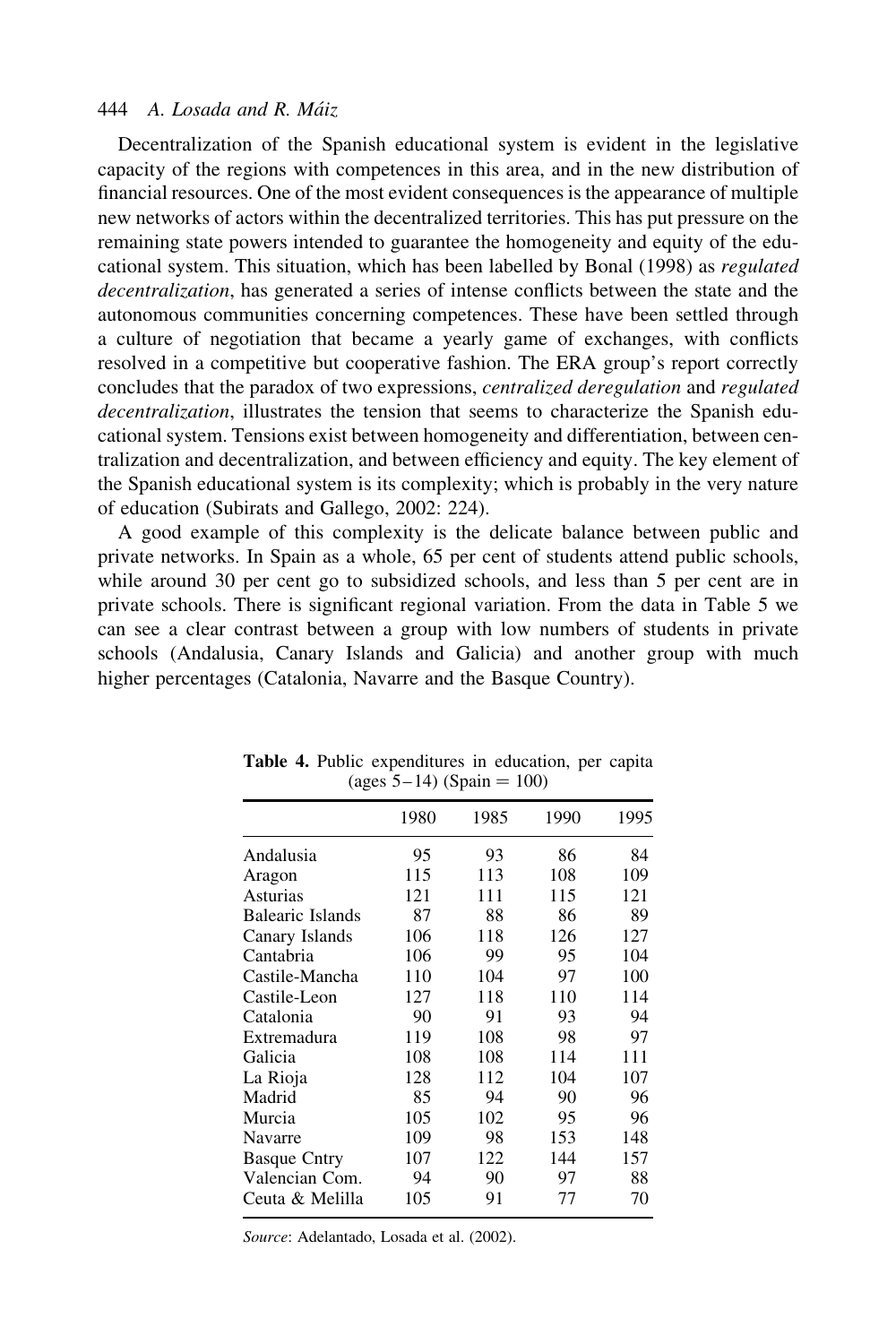Decentralization of the Spanish educational system is evident in the legislative capacity of the regions with competences in this area, and in the new distribution of financial resources. One of the most evident consequences is the appearance of multiple new networks of actors within the decentralized territories. This has put pressure on the remaining state powers intended to guarantee the homogeneity and equity of the educational system. This situation, which has been labelled by Bonal (1998) as *regulated decentralization*, has generated a series of intense conflicts between the state and the autonomous communities concerning competences. These have been settled through a culture of negotiation that became a yearly game of exchanges, with conflicts resolved in a competitive but cooperative fashion. The ERA group's report correctly concludes that the paradox of two expressions, *centralized deregulation* and *regulated decentralization*, illustrates the tension that seems to characterize the Spanish educational system. Tensions exist between homogeneity and differentiation, between centralization and decentralization, and between efficiency and equity. The key element of the Spanish educational system is its complexity; which is probably in the very nature of education (Subirats and Gallego, 2002: 224).

A good example of this complexity is the delicate balance between public and private networks. In Spain as a whole, 65 per cent of students attend public schools, while around 30 per cent go to subsidized schools, and less than 5 per cent are in private schools. There is significant regional variation. From the data in Table 5 we can see a clear contrast between a group with low numbers of students in private schools (Andalusia, Canary Islands and Galicia) and another group with much higher percentages (Catalonia, Navarre and the Basque Country).

**Table 4.** Public expenditures in education, per capita (ages 5–14) (Spain = 100)

| | 1980 | 1985 | 1990 | 1995 |
|---|---|---|---|---|
| Andalusia | 95 | 93 | 86 | 84 |
| Aragon | 115 | 113 | 108 | 109 |
| Asturias | 121 | 111 | 115 | 121 |
| Balearic Islands | 87 | 88 | 86 | 89 |
| Canary Islands | 106 | 118 | 126 | 127 |
| Cantabria | 106 | 99 | 95 | 104 |
| Castile-Mancha | 110 | 104 | 97 | 100 |
| Castile-Leon | 127 | 118 | 110 | 114 |
| Catalonia | 90 | 91 | 93 | 94 |
| Extremadura | 119 | 108 | 98 | 97 |
| Galicia | 108 | 108 | 114 | 111 |
| La Rioja | 128 | 112 | 104 | 107 |
| Madrid | 85 | 94 | 90 | 96 |
| Murcia | 105 | 102 | 95 | 96 |
| Navarre | 109 | 98 | 153 | 148 |
| Basque Cntry | 107 | 122 | 144 | 157 |
| Valencian Com. | 94 | 90 | 97 | 88 |
| Ceuta & Melilla | 105 | 91 | 77 | 70 |

*Source*: Adelantado, Losada et al. (2002).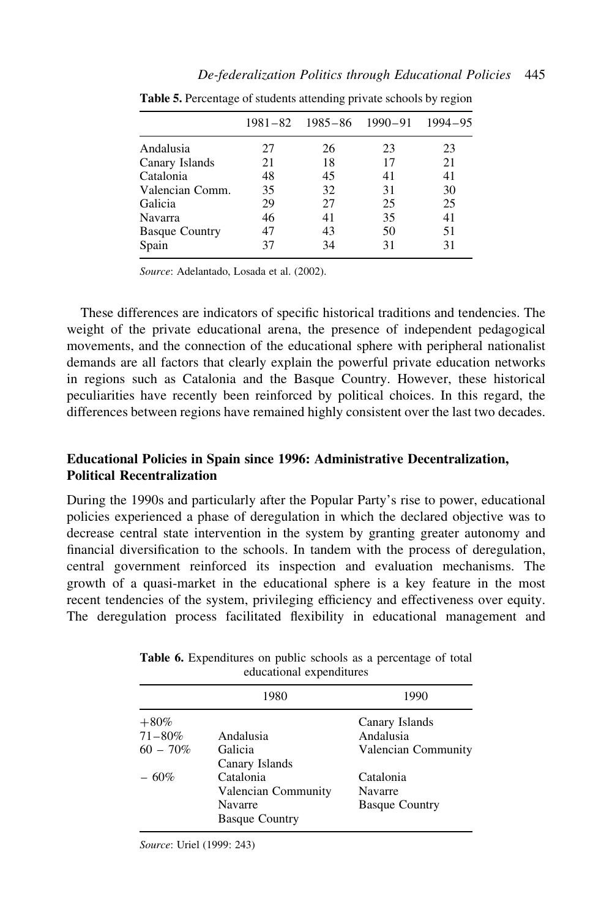**Table 5.** Percentage of students attending private schools by region

| | 1981–82 | 1985–86 | 1990–91 | 1994–95 |
|---|---|---|---|---|
| Andalusia | 27 | 26 | 23 | 23 |
| Canary Islands | 21 | 18 | 17 | 21 |
| Catalonia | 48 | 45 | 41 | 41 |
| Valencian Comm. | 35 | 32 | 31 | 30 |
| Galicia | 29 | 27 | 25 | 25 |
| Navarra | 46 | 41 | 35 | 41 |
| Basque Country | 47 | 43 | 50 | 51 |
| Spain | 37 | 34 | 31 | 31 |

*Source*: Adelantado, Losada et al. (2002).

These differences are indicators of specific historical traditions and tendencies. The weight of the private educational arena, the presence of independent pedagogical movements, and the connection of the educational sphere with peripheral nationalist demands are all factors that clearly explain the powerful private education networks in regions such as Catalonia and the Basque Country. However, these historical peculiarities have recently been reinforced by political choices. In this regard, the differences between regions have remained highly consistent over the last two decades.

## Educational Policies in Spain since 1996: Administrative Decentralization, Political Recentralization

During the 1990s and particularly after the Popular Party's rise to power, educational policies experienced a phase of deregulation in which the declared objective was to decrease central state intervention in the system by granting greater autonomy and financial diversification to the schools. In tandem with the process of deregulation, central government reinforced its inspection and evaluation mechanisms. The growth of a quasi-market in the educational sphere is a key feature in the most recent tendencies of the system, privileging efficiency and effectiveness over equity. The deregulation process facilitated flexibility in educational management and

**Table 6.** Expenditures on public schools as a percentage of total educational expenditures

| | 1980 | 1990 |
|---|---|---|
| +80% | | Canary Islands |
| 71–80% | Andalusia | Andalusia |
| 60 – 70% | Galicia<br>Canary Islands | Valencian Community |
| – 60% | Catalonia<br>Valencian Community<br>Navarre<br>Basque Country | Catalonia<br>Navarre<br>Basque Country |

*Source*: Uriel (1999: 243)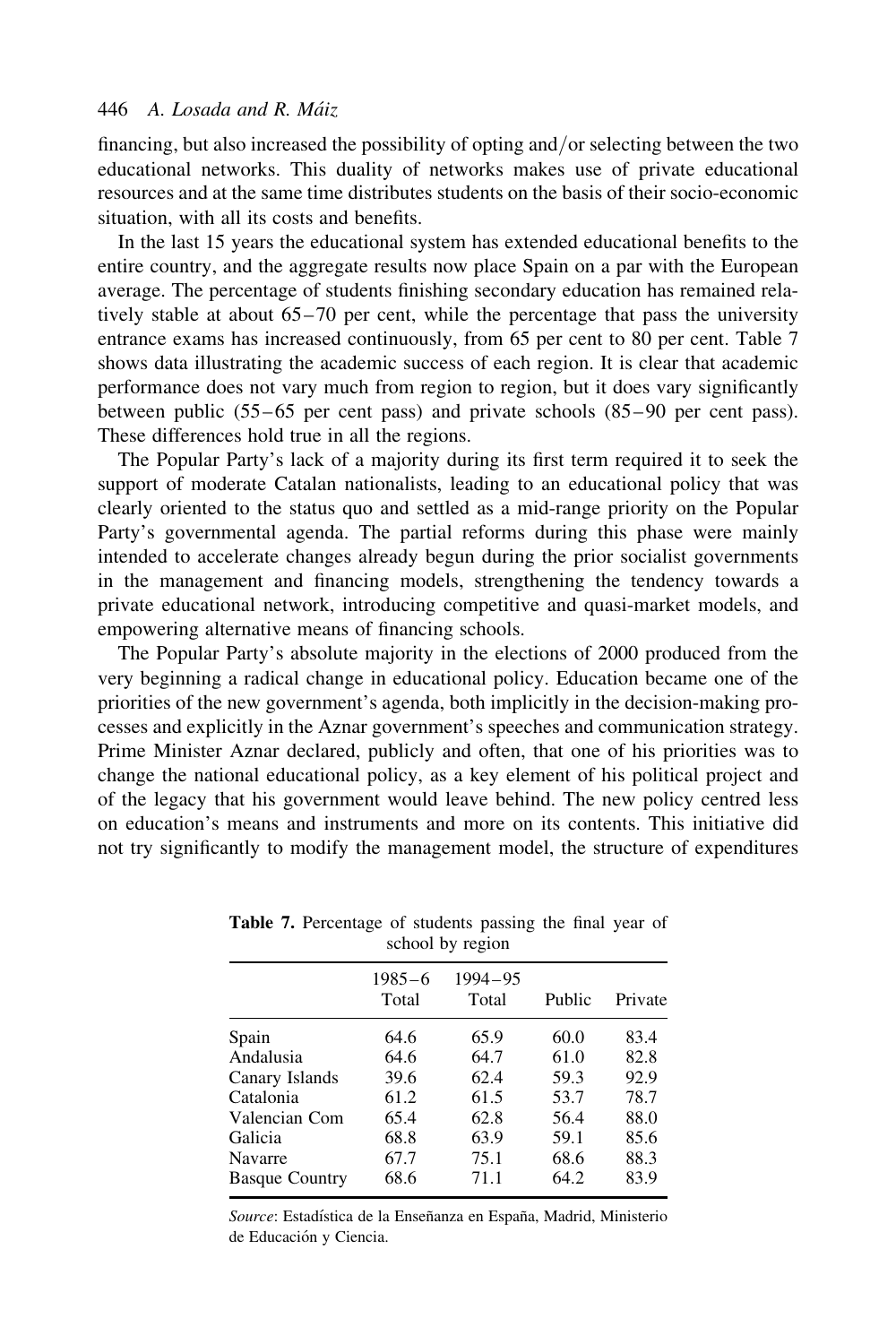financing, but also increased the possibility of opting and/or selecting between the two educational networks. This duality of networks makes use of private educational resources and at the same time distributes students on the basis of their socio-economic situation, with all its costs and benefits.

In the last 15 years the educational system has extended educational benefits to the entire country, and the aggregate results now place Spain on a par with the European average. The percentage of students finishing secondary education has remained relatively stable at about 65–70 per cent, while the percentage that pass the university entrance exams has increased continuously, from 65 per cent to 80 per cent. Table 7 shows data illustrating the academic success of each region. It is clear that academic performance does not vary much from region to region, but it does vary significantly between public (55–65 per cent pass) and private schools (85–90 per cent pass). These differences hold true in all the regions.

The Popular Party's lack of a majority during its first term required it to seek the support of moderate Catalan nationalists, leading to an educational policy that was clearly oriented to the status quo and settled as a mid-range priority on the Popular Party's governmental agenda. The partial reforms during this phase were mainly intended to accelerate changes already begun during the prior socialist governments in the management and financing models, strengthening the tendency towards a private educational network, introducing competitive and quasi-market models, and empowering alternative means of financing schools.

The Popular Party's absolute majority in the elections of 2000 produced from the very beginning a radical change in educational policy. Education became one of the priorities of the new government's agenda, both implicitly in the decision-making processes and explicitly in the Aznar government's speeches and communication strategy. Prime Minister Aznar declared, publicly and often, that one of his priorities was to change the national educational policy, as a key element of his political project and of the legacy that his government would leave behind. The new policy centred less on education's means and instruments and more on its contents. This initiative did not try significantly to modify the management model, the structure of expenditures

**Table 7.** Percentage of students passing the final year of school by region

| | 1985–6 Total | 1994–95 Total | Public | Private |
|---|---|---|---|---|
| Spain | 64.6 | 65.9 | 60.0 | 83.4 |
| Andalusia | 64.6 | 64.7 | 61.0 | 82.8 |
| Canary Islands | 39.6 | 62.4 | 59.3 | 92.9 |
| Catalonia | 61.2 | 61.5 | 53.7 | 78.7 |
| Valencian Com | 65.4 | 62.8 | 56.4 | 88.0 |
| Galicia | 68.8 | 63.9 | 59.1 | 85.6 |
| Navarre | 67.7 | 75.1 | 68.6 | 88.3 |
| Basque Country | 68.6 | 71.1 | 64.2 | 83.9 |

*Source*: Estadística de la Enseñanza en España, Madrid, Ministerio de Educación y Ciencia.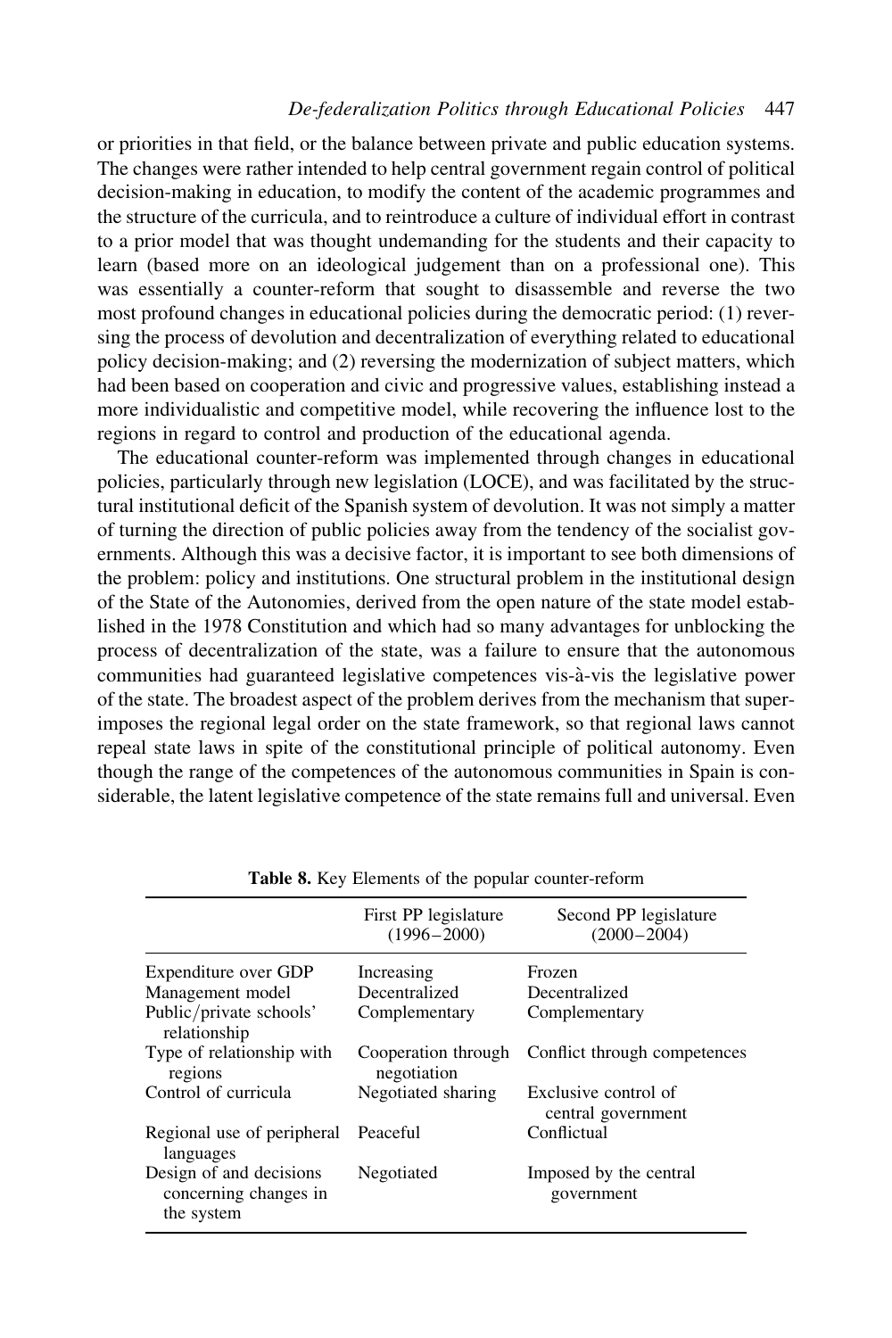or priorities in that field, or the balance between private and public education systems. The changes were rather intended to help central government regain control of political decision-making in education, to modify the content of the academic programmes and the structure of the curricula, and to reintroduce a culture of individual effort in contrast to a prior model that was thought undemanding for the students and their capacity to learn (based more on an ideological judgement than on a professional one). This was essentially a counter-reform that sought to disassemble and reverse the two most profound changes in educational policies during the democratic period: (1) reversing the process of devolution and decentralization of everything related to educational policy decision-making; and (2) reversing the modernization of subject matters, which had been based on cooperation and civic and progressive values, establishing instead a more individualistic and competitive model, while recovering the influence lost to the regions in regard to control and production of the educational agenda.

The educational counter-reform was implemented through changes in educational policies, particularly through new legislation (LOCE), and was facilitated by the structural institutional deficit of the Spanish system of devolution. It was not simply a matter of turning the direction of public policies away from the tendency of the socialist governments. Although this was a decisive factor, it is important to see both dimensions of the problem: policy and institutions. One structural problem in the institutional design of the State of the Autonomies, derived from the open nature of the state model established in the 1978 Constitution and which had so many advantages for unblocking the process of decentralization of the state, was a failure to ensure that the autonomous communities had guaranteed legislative competences vis-à-vis the legislative power of the state. The broadest aspect of the problem derives from the mechanism that superimposes the regional legal order on the state framework, so that regional laws cannot repeal state laws in spite of the constitutional principle of political autonomy. Even though the range of the competences of the autonomous communities in Spain is considerable, the latent legislative competence of the state remains full and universal. Even

**Table 8.** Key Elements of the popular counter-reform

| | First PP legislature (1996–2000) | Second PP legislature (2000–2004) |
|---|---|---|
| Expenditure over GDP | Increasing | Frozen |
| Management model | Decentralized | Decentralized |
| Public/private schools' relationship | Complementary | Complementary |
| Type of relationship with regions | Cooperation through negotiation | Conflict through competences |
| Control of curricula | Negotiated sharing | Exclusive control of central government |
| Regional use of peripheral languages | Peaceful | Conflictual |
| Design of and decisions concerning changes in the system | Negotiated | Imposed by the central government |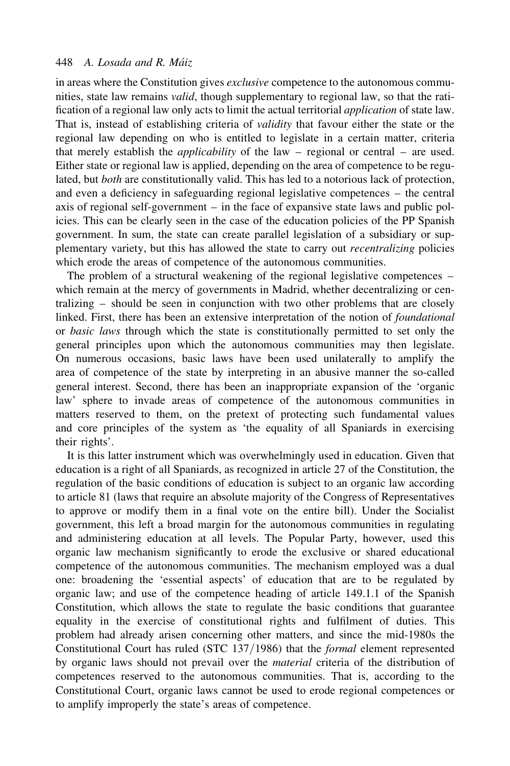in areas where the Constitution gives *exclusive* competence to the autonomous communities, state law remains *valid*, though supplementary to regional law, so that the ratification of a regional law only acts to limit the actual territorial *application* of state law. That is, instead of establishing criteria of *validity* that favour either the state or the regional law depending on who is entitled to legislate in a certain matter, criteria that merely establish the *applicability* of the law – regional or central – are used. Either state or regional law is applied, depending on the area of competence to be regulated, but *both* are constitutionally valid. This has led to a notorious lack of protection, and even a deficiency in safeguarding regional legislative competences – the central axis of regional self-government – in the face of expansive state laws and public policies. This can be clearly seen in the case of the education policies of the PP Spanish government. In sum, the state can create parallel legislation of a subsidiary or supplementary variety, but this has allowed the state to carry out *recentralizing* policies which erode the areas of competence of the autonomous communities.

The problem of a structural weakening of the regional legislative competences – which remain at the mercy of governments in Madrid, whether decentralizing or centralizing – should be seen in conjunction with two other problems that are closely linked. First, there has been an extensive interpretation of the notion of *foundational* or *basic laws* through which the state is constitutionally permitted to set only the general principles upon which the autonomous communities may then legislate. On numerous occasions, basic laws have been used unilaterally to amplify the area of competence of the state by interpreting in an abusive manner the so-called general interest. Second, there has been an inappropriate expansion of the 'organic law' sphere to invade areas of competence of the autonomous communities in matters reserved to them, on the pretext of protecting such fundamental values and core principles of the system as 'the equality of all Spaniards in exercising their rights'.

It is this latter instrument which was overwhelmingly used in education. Given that education is a right of all Spaniards, as recognized in article 27 of the Constitution, the regulation of the basic conditions of education is subject to an organic law according to article 81 (laws that require an absolute majority of the Congress of Representatives to approve or modify them in a final vote on the entire bill). Under the Socialist government, this left a broad margin for the autonomous communities in regulating and administering education at all levels. The Popular Party, however, used this organic law mechanism significantly to erode the exclusive or shared educational competence of the autonomous communities. The mechanism employed was a dual one: broadening the 'essential aspects' of education that are to be regulated by organic law; and use of the competence heading of article 149.1.1 of the Spanish Constitution, which allows the state to regulate the basic conditions that guarantee equality in the exercise of constitutional rights and fulfilment of duties. This problem had already arisen concerning other matters, and since the mid-1980s the Constitutional Court has ruled (STC 137/1986) that the *formal* element represented by organic laws should not prevail over the *material* criteria of the distribution of competences reserved to the autonomous communities. That is, according to the Constitutional Court, organic laws cannot be used to erode regional competences or to amplify improperly the state's areas of competence.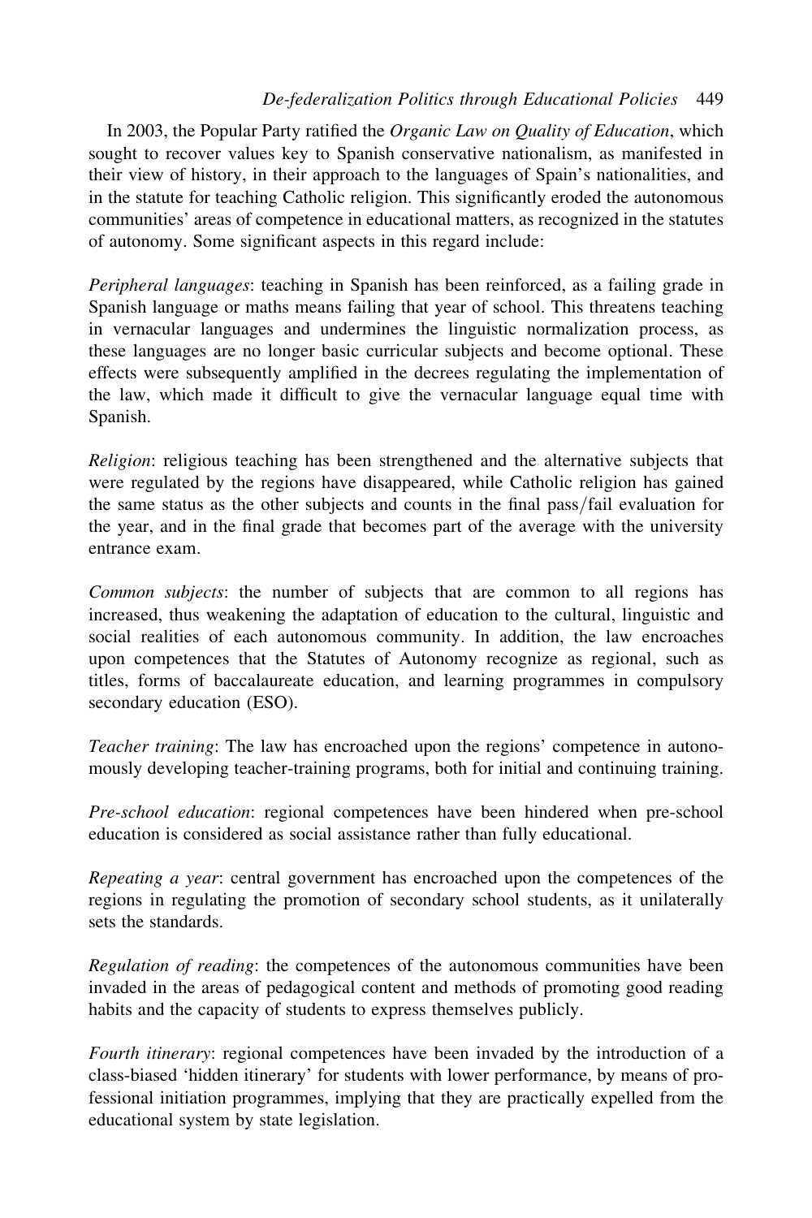In 2003, the Popular Party ratified the *Organic Law on Quality of Education*, which sought to recover values key to Spanish conservative nationalism, as manifested in their view of history, in their approach to the languages of Spain's nationalities, and in the statute for teaching Catholic religion. This significantly eroded the autonomous communities' areas of competence in educational matters, as recognized in the statutes of autonomy. Some significant aspects in this regard include:

*Peripheral languages*: teaching in Spanish has been reinforced, as a failing grade in Spanish language or maths means failing that year of school. This threatens teaching in vernacular languages and undermines the linguistic normalization process, as these languages are no longer basic curricular subjects and become optional. These effects were subsequently amplified in the decrees regulating the implementation of the law, which made it difficult to give the vernacular language equal time with Spanish.

*Religion*: religious teaching has been strengthened and the alternative subjects that were regulated by the regions have disappeared, while Catholic religion has gained the same status as the other subjects and counts in the final pass/fail evaluation for the year, and in the final grade that becomes part of the average with the university entrance exam.

*Common subjects*: the number of subjects that are common to all regions has increased, thus weakening the adaptation of education to the cultural, linguistic and social realities of each autonomous community. In addition, the law encroaches upon competences that the Statutes of Autonomy recognize as regional, such as titles, forms of baccalaureate education, and learning programmes in compulsory secondary education (ESO).

*Teacher training*: The law has encroached upon the regions' competence in autonomously developing teacher-training programs, both for initial and continuing training.

*Pre-school education*: regional competences have been hindered when pre-school education is considered as social assistance rather than fully educational.

*Repeating a year*: central government has encroached upon the competences of the regions in regulating the promotion of secondary school students, as it unilaterally sets the standards.

*Regulation of reading*: the competences of the autonomous communities have been invaded in the areas of pedagogical content and methods of promoting good reading habits and the capacity of students to express themselves publicly.

*Fourth itinerary*: regional competences have been invaded by the introduction of a class-biased 'hidden itinerary' for students with lower performance, by means of professional initiation programmes, implying that they are practically expelled from the educational system by state legislation.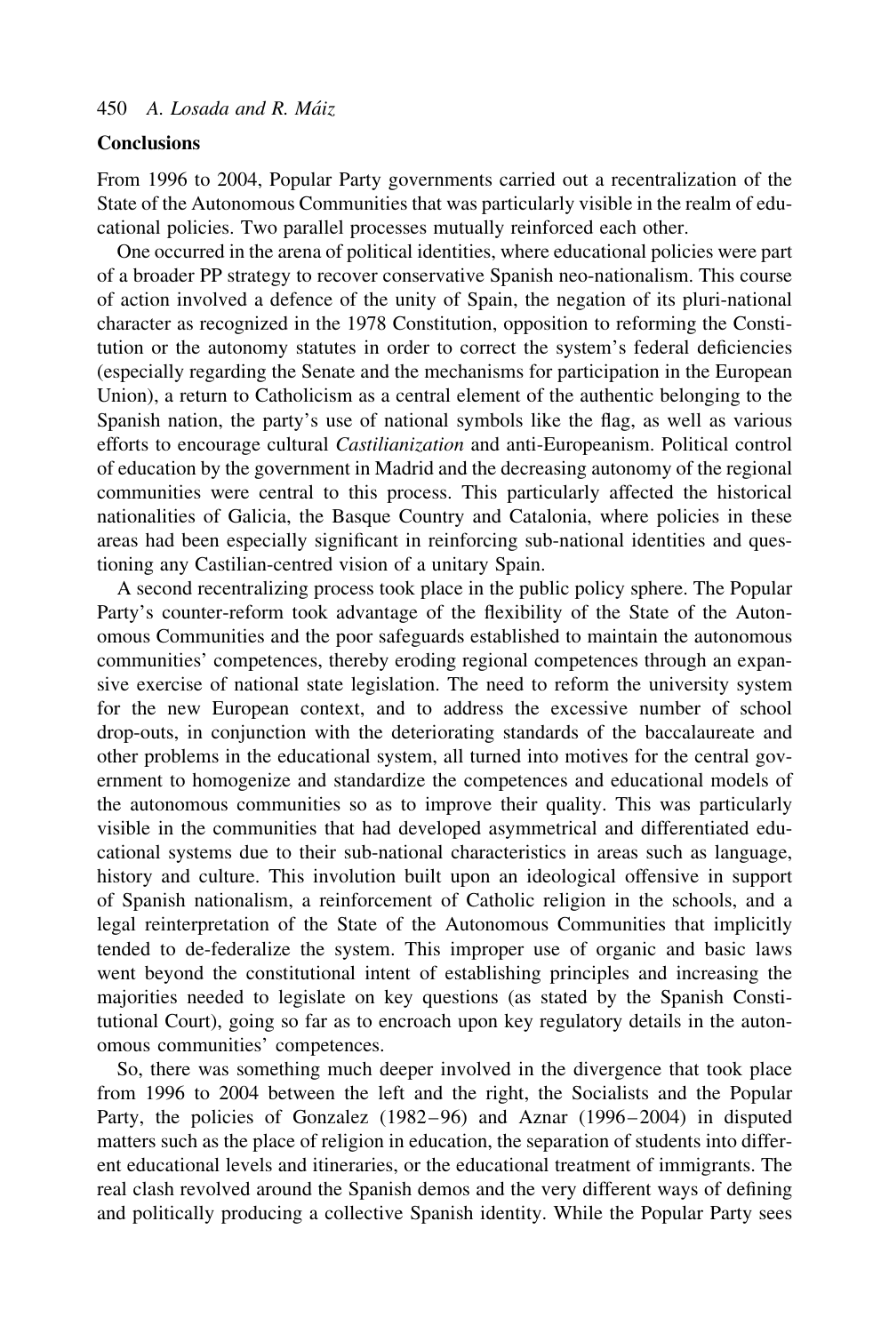## Conclusions

From 1996 to 2004, Popular Party governments carried out a recentralization of the State of the Autonomous Communities that was particularly visible in the realm of educational policies. Two parallel processes mutually reinforced each other.

One occurred in the arena of political identities, where educational policies were part of a broader PP strategy to recover conservative Spanish neo-nationalism. This course of action involved a defence of the unity of Spain, the negation of its pluri-national character as recognized in the 1978 Constitution, opposition to reforming the Constitution or the autonomy statutes in order to correct the system's federal deficiencies (especially regarding the Senate and the mechanisms for participation in the European Union), a return to Catholicism as a central element of the authentic belonging to the Spanish nation, the party's use of national symbols like the flag, as well as various efforts to encourage cultural *Castilianization* and anti-Europeanism. Political control of education by the government in Madrid and the decreasing autonomy of the regional communities were central to this process. This particularly affected the historical nationalities of Galicia, the Basque Country and Catalonia, where policies in these areas had been especially significant in reinforcing sub-national identities and questioning any Castilian-centred vision of a unitary Spain.

A second recentralizing process took place in the public policy sphere. The Popular Party's counter-reform took advantage of the flexibility of the State of the Autonomous Communities and the poor safeguards established to maintain the autonomous communities' competences, thereby eroding regional competences through an expansive exercise of national state legislation. The need to reform the university system for the new European context, and to address the excessive number of school drop-outs, in conjunction with the deteriorating standards of the baccalaureate and other problems in the educational system, all turned into motives for the central government to homogenize and standardize the competences and educational models of the autonomous communities so as to improve their quality. This was particularly visible in the communities that had developed asymmetrical and differentiated educational systems due to their sub-national characteristics in areas such as language, history and culture. This involution built upon an ideological offensive in support of Spanish nationalism, a reinforcement of Catholic religion in the schools, and a legal reinterpretation of the State of the Autonomous Communities that implicitly tended to de-federalize the system. This improper use of organic and basic laws went beyond the constitutional intent of establishing principles and increasing the majorities needed to legislate on key questions (as stated by the Spanish Constitutional Court), going so far as to encroach upon key regulatory details in the autonomous communities' competences.

So, there was something much deeper involved in the divergence that took place from 1996 to 2004 between the left and the right, the Socialists and the Popular Party, the policies of Gonzalez (1982–96) and Aznar (1996–2004) in disputed matters such as the place of religion in education, the separation of students into different educational levels and itineraries, or the educational treatment of immigrants. The real clash revolved around the Spanish demos and the very different ways of defining and politically producing a collective Spanish identity. While the Popular Party sees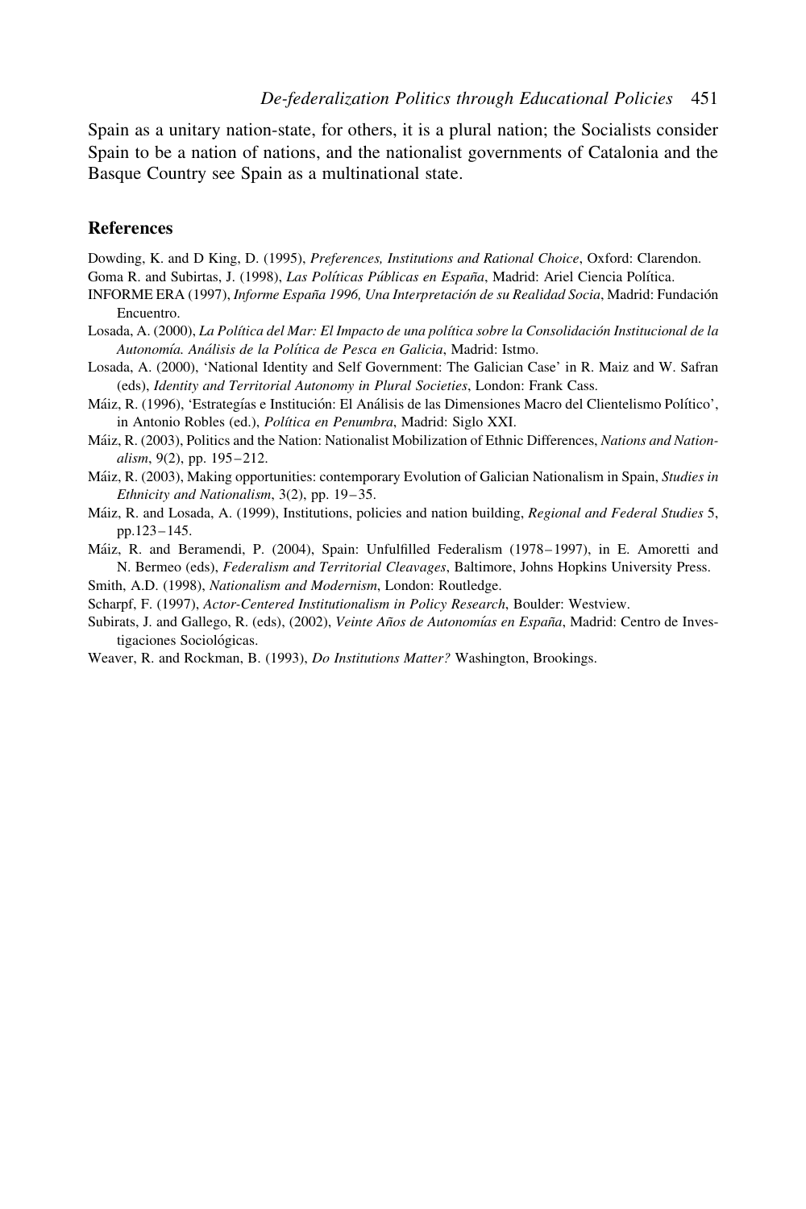Spain as a unitary nation-state, for others, it is a plural nation; the Socialists consider Spain to be a nation of nations, and the nationalist governments of Catalonia and the Basque Country see Spain as a multinational state.

## References

Dowding, K. and D King, D. (1995), *Preferences, Institutions and Rational Choice*, Oxford: Clarendon.

Goma R. and Subirtas, J. (1998), *Las Políticas Públicas en España*, Madrid: Ariel Ciencia Política.

INFORME ERA (1997), *Informe España 1996, Una Interpretación de su Realidad Socia*, Madrid: Fundación Encuentro.

Losada, A. (2000), *La Política del Mar: El Impacto de una política sobre la Consolidación Institucional de la Autonomía. Análisis de la Política de Pesca en Galicia*, Madrid: Istmo.

Losada, A. (2000), 'National Identity and Self Government: The Galician Case' in R. Maiz and W. Safran (eds), *Identity and Territorial Autonomy in Plural Societies*, London: Frank Cass.

Máiz, R. (1996), 'Estrategías e Institución: El Análisis de las Dimensiones Macro del Clientelismo Político', in Antonio Robles (ed.), *Política en Penumbra*, Madrid: Siglo XXI.

Máiz, R. (2003), Politics and the Nation: Nationalist Mobilization of Ethnic Differences, *Nations and Nationalism*, 9(2), pp. 195–212.

Máiz, R. (2003), Making opportunities: contemporary Evolution of Galician Nationalism in Spain, *Studies in Ethnicity and Nationalism*, 3(2), pp. 19–35.

Máiz, R. and Losada, A. (1999), Institutions, policies and nation building, *Regional and Federal Studies* 5, pp.123–145.

Máiz, R. and Beramendi, P. (2004), Spain: Unfulfilled Federalism (1978–1997), in E. Amoretti and N. Bermeo (eds), *Federalism and Territorial Cleavages*, Baltimore, Johns Hopkins University Press.

Smith, A.D. (1998), *Nationalism and Modernism*, London: Routledge.

Scharpf, F. (1997), *Actor-Centered Institutionalism in Policy Research*, Boulder: Westview.

Subirats, J. and Gallego, R. (eds), (2002), *Veinte Años de Autonomías en España*, Madrid: Centro de Investigaciones Sociológicas.

Weaver, R. and Rockman, B. (1993), *Do Institutions Matter?* Washington, Brookings.